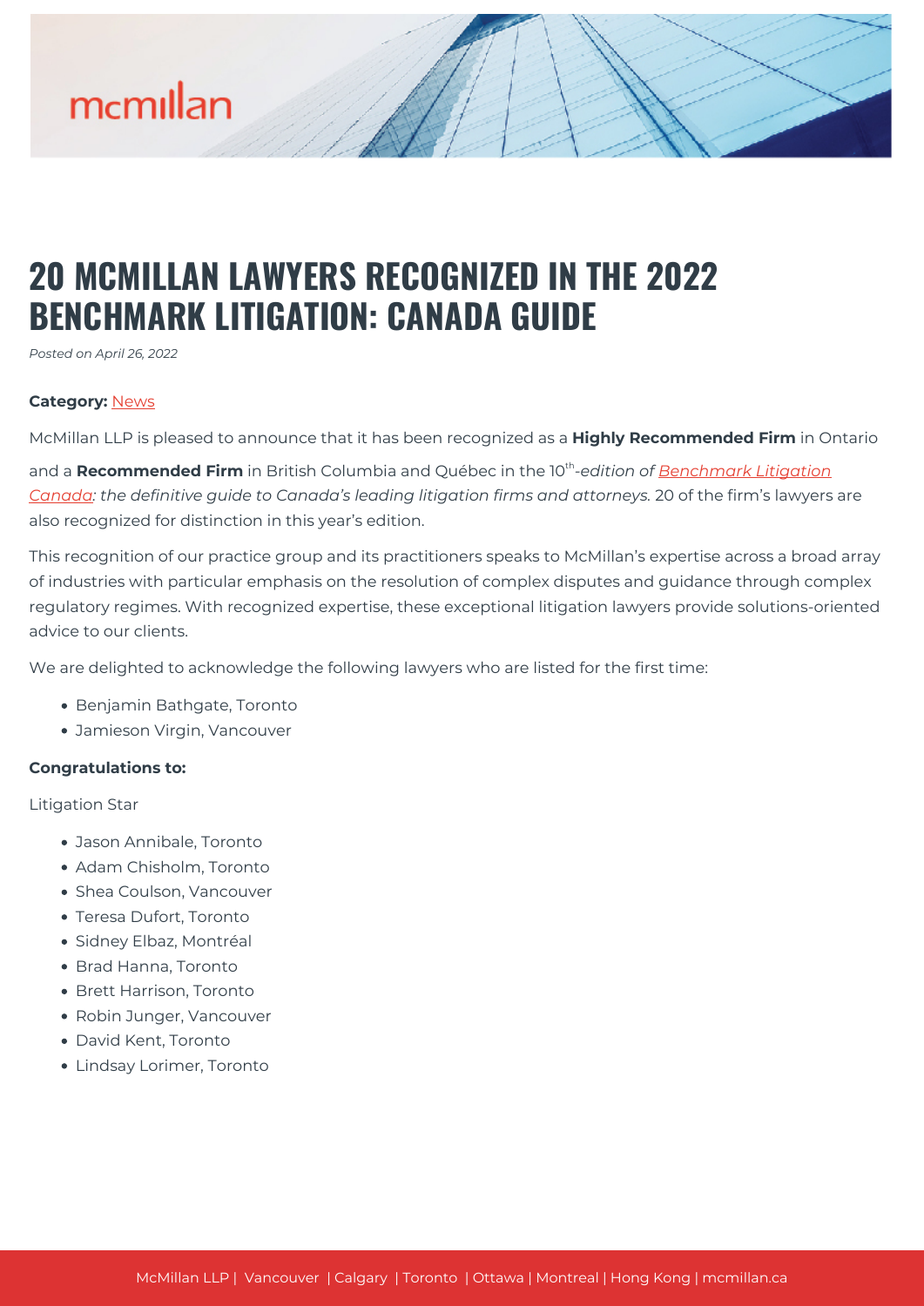# 20 MCMILLAN LAWYERS RECOGNIZED IN THE 2022 BENCHMARK LITIGATION: CANADA GUIDE

*Posted on April 26, 2022*

**Category:** News

McMillan LLP is pleased to announce that it has been recognized as a **Highly Recommended Firm** in Ontario and a **Recommended Firm** in British Columbia and Québec in the 10th-*edition of Benchmark Litigation Canada: the definitive guide to Canada's leading litigation firms and attorneys.* 20 of the firm's lawyers are also recognized for distinction in this year's edition.

This recognition of our practice group and its practitioners speaks to McMillan's expertise across a broad array of industries with particular emphasis on the resolution of complex disputes and guidance through complex regulatory regimes. With recognized expertise, these exceptional litigation lawyers provide solutions-oriented advice to our clients.

We are delighted to acknowledge the following lawyers who are listed for the first time:

- Benjamin Bathgate, Toronto
- Jamieson Virgin, Vancouver

**Congratulations to:**

Litigation Star

- Jason Annibale, Toronto
- Adam Chisholm, Toronto
- Shea Coulson, Vancouver
- Teresa Dufort, Toronto
- Sidney Elbaz, Montréal
- Brad Hanna, Toronto
- Brett Harrison, Toronto
- Robin Junger, Vancouver
- David Kent, Toronto
- Lindsay Lorimer, Toronto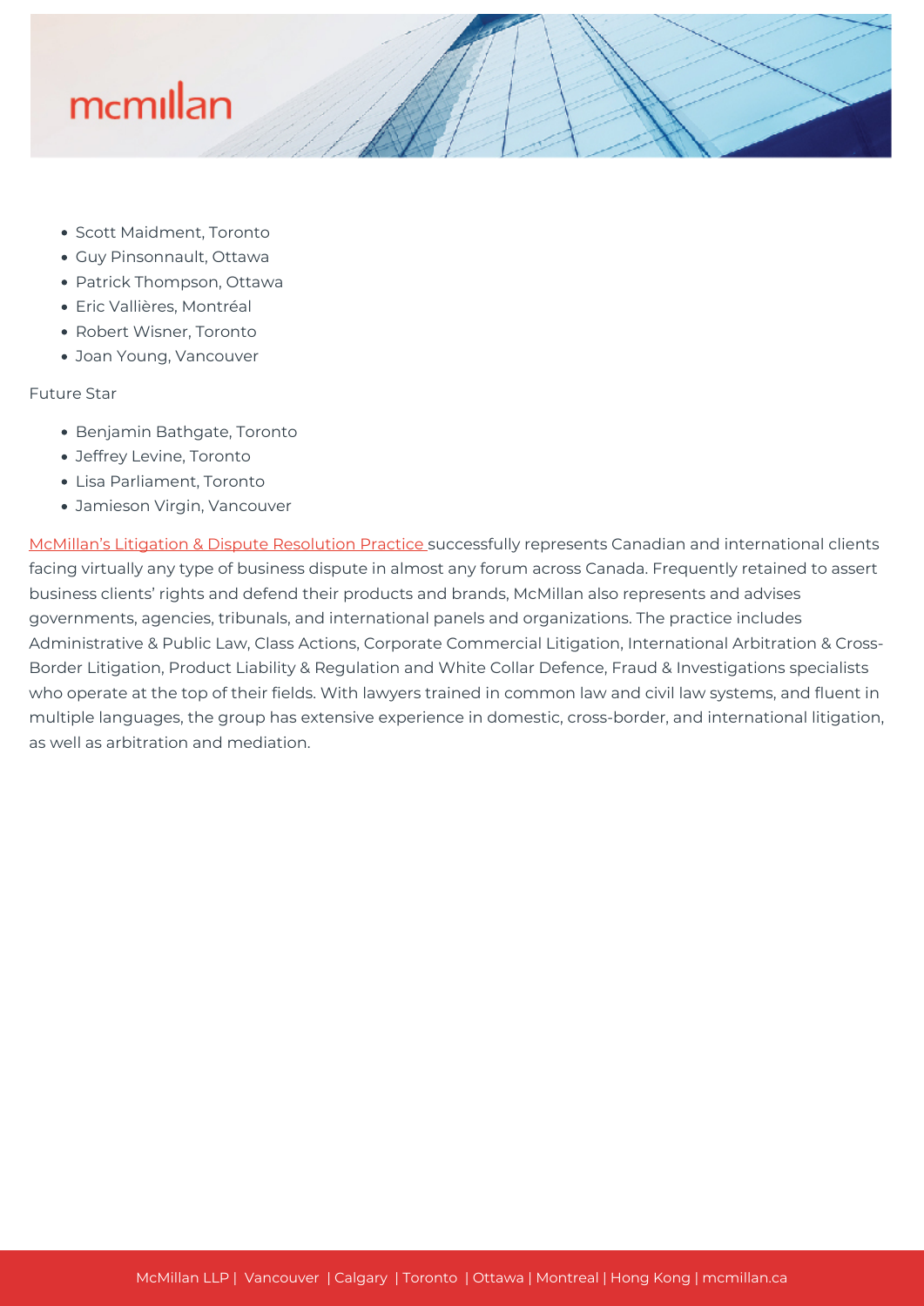- Scott Maidment, Toronto
- Guy Pinsonnault, Ottawa
- Patrick Thompson, Ottawa
- Eric Vallières, Montréal
- Robert Wisner, Toronto
- Joan Young, Vancouver

Future Star

- Benjamin Bathgate, Toronto
- Jeffrey Levine, Toronto
- Lisa Parliament, Toronto
- Jamieson Virgin, Vancouver

McMillan's Litigation & Dispute Resolution Practice successfully represents Canadian and international clients facing virtually any type of business dispute in almost any forum across Canada. Frequently retained to assert business clients' rights and defend their products and brands, McMillan also represents and advises governments, agencies, tribunals, and international panels and organizations. The practice includes Administrative & Public Law, Class Actions, Corporate Commercial Litigation, International Arbitration & Cross-Border Litigation, Product Liability & Regulation and White Collar Defence, Fraud & Investigations specialists who operate at the top of their fields. With lawyers trained in common law and civil law systems, and fluent in multiple languages, the group has extensive experience in domestic, cross-border, and international litigation, as well as arbitration and mediation.